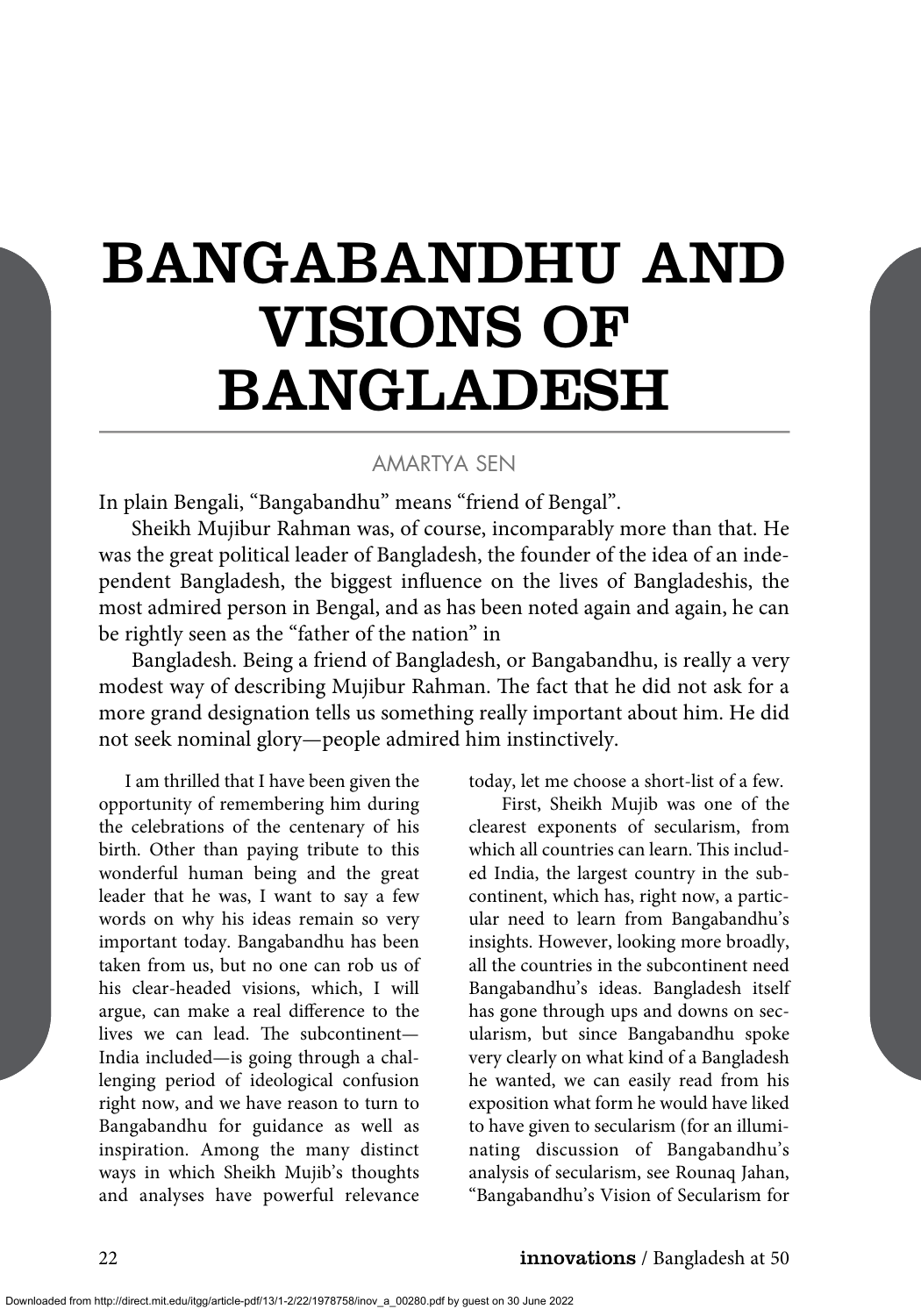# BANGABANDHU AND VISIONS OF BANGLADESH

AMARTYA SEN

In plain Bengali, "Bangabandhu" means "friend of Bengal".

Sheikh Mujibur Rahman was, of course, incomparably more than that. He was the great political leader of Bangladesh, the founder of the idea of an independent Bangladesh, the biggest influence on the lives of Bangladeshis, the most admired person in Bengal, and as has been noted again and again, he can be rightly seen as the "father of the nation" in

Bangladesh. Being a friend of Bangladesh, or Bangabandhu, is really a very modest way of describing Mujibur Rahman. The fact that he did not ask for a more grand designation tells us something really important about him. He did not seek nominal glory—people admired him instinctively.

I am thrilled that I have been given the opportunity of remembering him during the celebrations of the centenary of his birth. Other than paying tribute to this wonderful human being and the great leader that he was, I want to say a few words on why his ideas remain so very important today. Bangabandhu has been taken from us, but no one can rob us of his clear-headed visions, which, I will argue, can make a real difference to the lives we can lead. The subcontinent—India included—is going through a challenging period of ideological confusion right now, and we have reason to turn to Bangabandhu for guidance as well as inspiration. Among the many distinct ways in which Sheikh Mujib's thoughts and analyses have powerful relevance today, let me choose a short-list of a few.

First, Sheikh Mujib was one of the clearest exponents of secularism, from which all countries can learn. This included India, the largest country in the subcontinent, which has, right now, a particular need to learn from Bangabandhu's insights. However, looking more broadly, all the countries in the subcontinent need Bangabandhu's ideas. Bangladesh itself has gone through ups and downs on secularism, but since Bangabandhu spoke very clearly on what kind of a Bangladesh he wanted, we can easily read from his exposition what form he would have liked to have given to secularism (for an illuminating discussion of Bangabandhu's analysis of secularism, see Rounaq Jahan, "Bangabandhu's Vision of Secularism for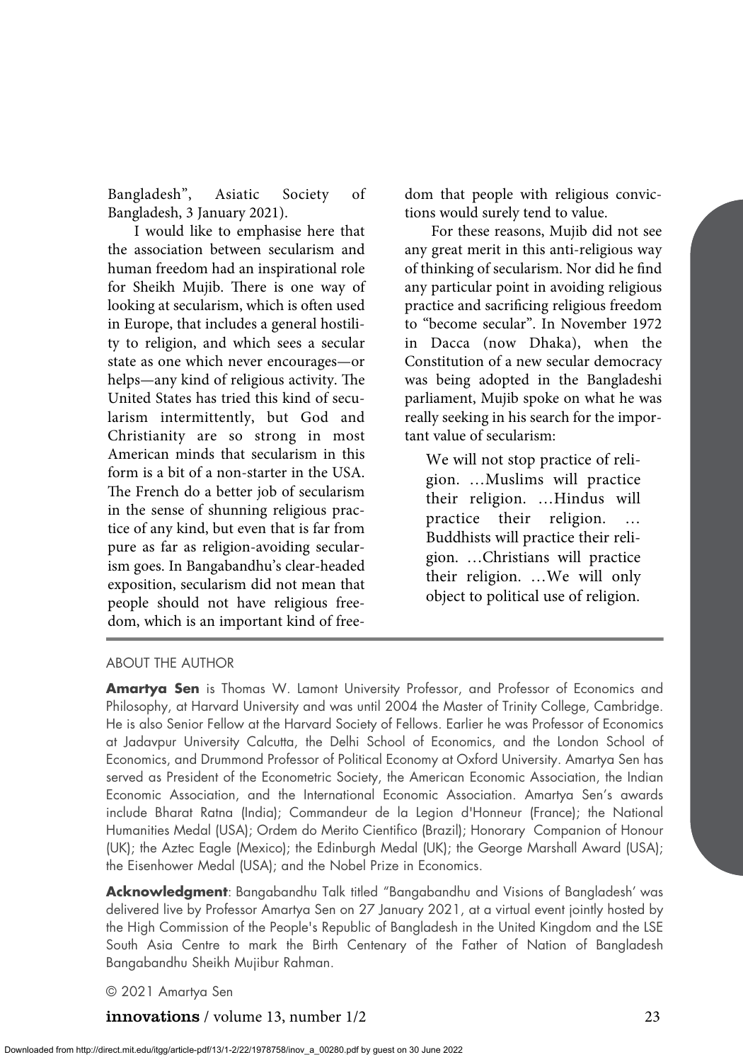Bangladesh", Asiatic Society of Bangladesh, 3 January 2021).

I would like to emphasise here that the association between secularism and human freedom had an inspirational role for Sheikh Mujib. There is one way of looking at secularism, which is often used in Europe, that includes a general hostility to religion, and which sees a secular state as one which never encourages—or helps—any kind of religious activity. The United States has tried this kind of secularism intermittently, but God and Christianity are so strong in most American minds that secularism in this form is a bit of a non-starter in the USA. The French do a better job of secularism in the sense of shunning religious practice of any kind, but even that is far from pure as far as religion-avoiding secularism goes. In Bangabandhu's clear-headed exposition, secularism did not mean that people should not have religious freedom, which is an important kind of freedom that people with religious convictions would surely tend to value.

For these reasons, Mujib did not see any great merit in this anti-religious way of thinking of secularism. Nor did he find any particular point in avoiding religious practice and sacrificing religious freedom to "become secular". In November 1972 in Dacca (now Dhaka), when the Constitution of a new secular democracy was being adopted in the Bangladeshi parliament, Mujib spoke on what he was really seeking in his search for the important value of secularism:

> We will not stop practice of religion. …Muslims will practice their religion. …Hindus will practice their religion. … Buddhists will practice their religion. …Christians will practice their religion. …We will only object to political use of religion.

---

ABOUT THE AUTHOR

**Amartya Sen** is Thomas W. Lamont University Professor, and Professor of Economics and Philosophy, at Harvard University and was until 2004 the Master of Trinity College, Cambridge. He is also Senior Fellow at the Harvard Society of Fellows. Earlier he was Professor of Economics at Jadavpur University Calcutta, the Delhi School of Economics, and the London School of Economics, and Drummond Professor of Political Economy at Oxford University. Amartya Sen has served as President of the Econometric Society, the American Economic Association, the Indian Economic Association, and the International Economic Association. Amartya Sen's awards include Bharat Ratna (India); Commandeur de la Legion d'Honneur (France); the National Humanities Medal (USA); Ordem do Merito Cientifico (Brazil); Honorary Companion of Honour (UK); the Aztec Eagle (Mexico); the Edinburgh Medal (UK); the George Marshall Award (USA); the Eisenhower Medal (USA); and the Nobel Prize in Economics.

**Acknowledgment**: Bangabandhu Talk titled "Bangabandhu and Visions of Bangladesh' was delivered live by Professor Amartya Sen on 27 January 2021, at a virtual event jointly hosted by the High Commission of the People's Republic of Bangladesh in the United Kingdom and the LSE South Asia Centre to mark the Birth Centenary of the Father of Nation of Bangladesh Bangabandhu Sheikh Mujibur Rahman.

© 2021 Amartya Sen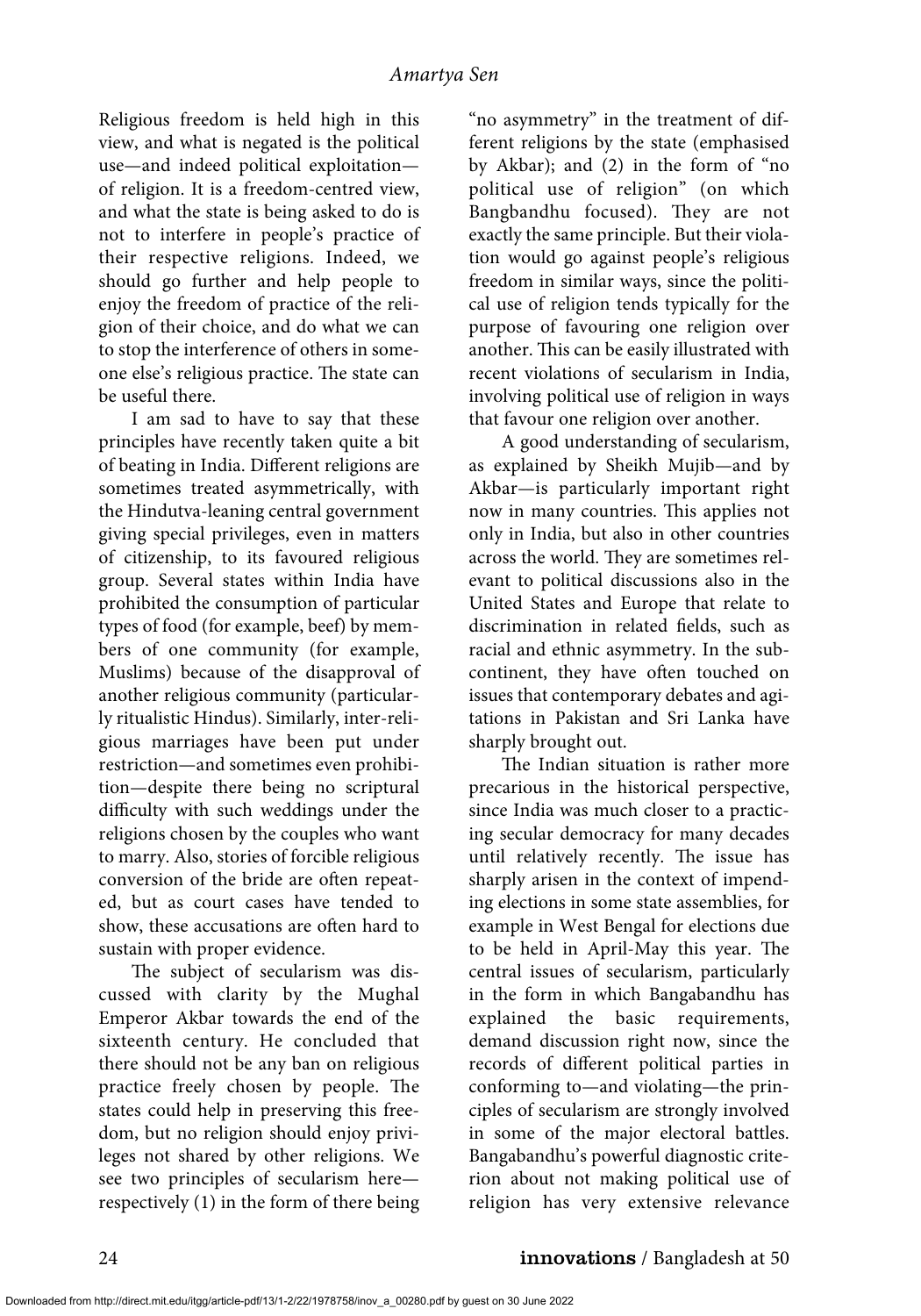Religious freedom is held high in this view, and what is negated is the political use—and indeed political exploitation—of religion. It is a freedom-centred view, and what the state is being asked to do is not to interfere in people's practice of their respective religions. Indeed, we should go further and help people to enjoy the freedom of practice of the religion of their choice, and do what we can to stop the interference of others in someone else's religious practice. The state can be useful there.

I am sad to have to say that these principles have recently taken quite a bit of beating in India. Different religions are sometimes treated asymmetrically, with the Hindutva-leaning central government giving special privileges, even in matters of citizenship, to its favoured religious group. Several states within India have prohibited the consumption of particular types of food (for example, beef) by members of one community (for example, Muslims) because of the disapproval of another religious community (particularly ritualistic Hindus). Similarly, inter-religious marriages have been put under restriction—and sometimes even prohibition—despite there being no scriptural difficulty with such weddings under the religions chosen by the couples who want to marry. Also, stories of forcible religious conversion of the bride are often repeated, but as court cases have tended to show, these accusations are often hard to sustain with proper evidence.

The subject of secularism was discussed with clarity by the Mughal Emperor Akbar towards the end of the sixteenth century. He concluded that there should not be any ban on religious practice freely chosen by people. The states could help in preserving this freedom, but no religion should enjoy privileges not shared by other religions. We see two principles of secularism here—respectively (1) in the form of there being "no asymmetry" in the treatment of different religions by the state (emphasised by Akbar); and (2) in the form of "no political use of religion" (on which Bangbandhu focused). They are not exactly the same principle. But their violation would go against people's religious freedom in similar ways, since the political use of religion tends typically for the purpose of favouring one religion over another. This can be easily illustrated with recent violations of secularism in India, involving political use of religion in ways that favour one religion over another.

A good understanding of secularism, as explained by Sheikh Mujib—and by Akbar—is particularly important right now in many countries. This applies not only in India, but also in other countries across the world. They are sometimes relevant to political discussions also in the United States and Europe that relate to discrimination in related fields, such as racial and ethnic asymmetry. In the subcontinent, they have often touched on issues that contemporary debates and agitations in Pakistan and Sri Lanka have sharply brought out.

The Indian situation is rather more precarious in the historical perspective, since India was much closer to a practicing secular democracy for many decades until relatively recently. The issue has sharply arisen in the context of impending elections in some state assemblies, for example in West Bengal for elections due to be held in April-May this year. The central issues of secularism, particularly in the form in which Bangabandhu has explained the basic requirements, demand discussion right now, since the records of different political parties in conforming to—and violating—the principles of secularism are strongly involved in some of the major electoral battles. Bangabandhu's powerful diagnostic criterion about not making political use of religion has very extensive relevance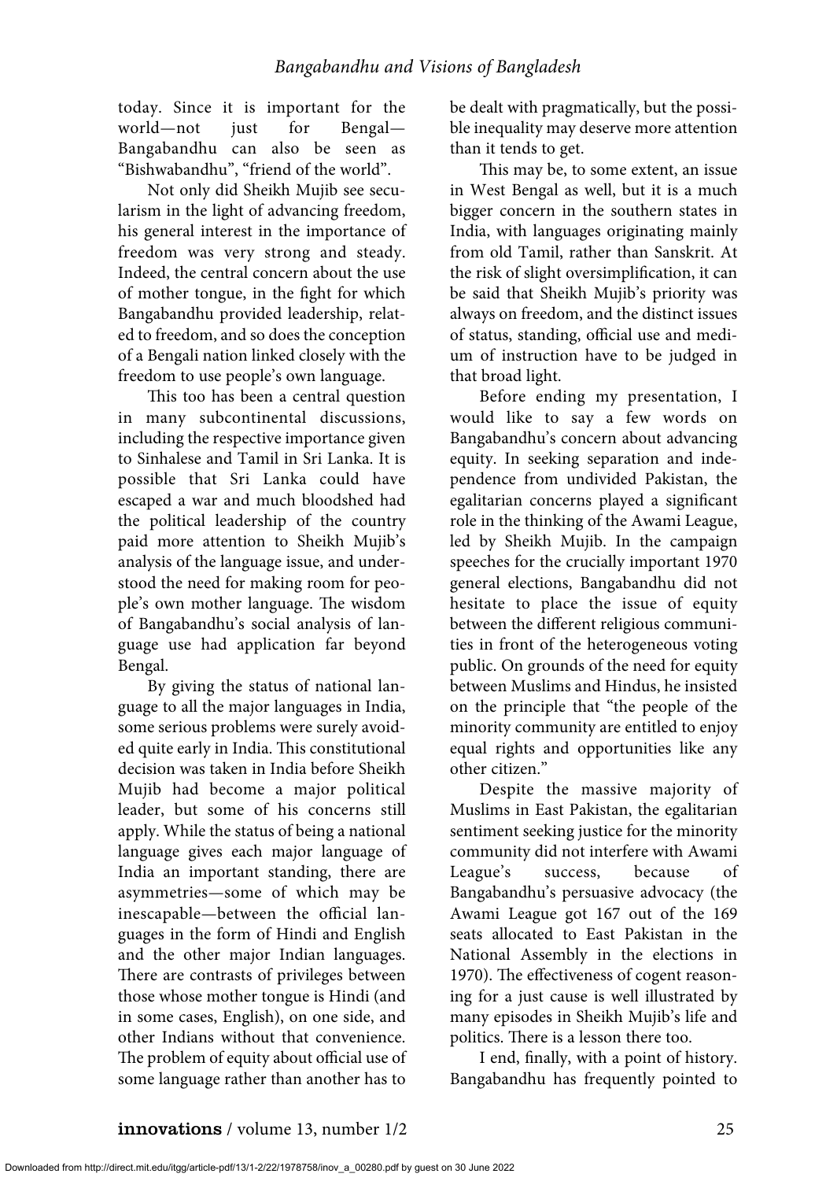today. Since it is important for the world—not just for Bengal—Bangabandhu can also be seen as "Bishwabandhu", "friend of the world".

Not only did Sheikh Mujib see secularism in the light of advancing freedom, his general interest in the importance of freedom was very strong and steady. Indeed, the central concern about the use of mother tongue, in the fight for which Bangabandhu provided leadership, related to freedom, and so does the conception of a Bengali nation linked closely with the freedom to use people's own language.

This too has been a central question in many subcontinental discussions, including the respective importance given to Sinhalese and Tamil in Sri Lanka. It is possible that Sri Lanka could have escaped a war and much bloodshed had the political leadership of the country paid more attention to Sheikh Mujib's analysis of the language issue, and understood the need for making room for people's own mother language. The wisdom of Bangabandhu's social analysis of language use had application far beyond Bengal.

By giving the status of national language to all the major languages in India, some serious problems were surely avoided quite early in India. This constitutional decision was taken in India before Sheikh Mujib had become a major political leader, but some of his concerns still apply. While the status of being a national language gives each major language of India an important standing, there are asymmetries—some of which may be inescapable—between the official languages in the form of Hindi and English and the other major Indian languages. There are contrasts of privileges between those whose mother tongue is Hindi (and in some cases, English), on one side, and other Indians without that convenience. The problem of equity about official use of some language rather than another has to be dealt with pragmatically, but the possible inequality may deserve more attention than it tends to get.

This may be, to some extent, an issue in West Bengal as well, but it is a much bigger concern in the southern states in India, with languages originating mainly from old Tamil, rather than Sanskrit. At the risk of slight oversimplification, it can be said that Sheikh Mujib's priority was always on freedom, and the distinct issues of status, standing, official use and medium of instruction have to be judged in that broad light.

Before ending my presentation, I would like to say a few words on Bangabandhu's concern about advancing equity. In seeking separation and independence from undivided Pakistan, the egalitarian concerns played a significant role in the thinking of the Awami League, led by Sheikh Mujib. In the campaign speeches for the crucially important 1970 general elections, Bangabandhu did not hesitate to place the issue of equity between the different religious communities in front of the heterogeneous voting public. On grounds of the need for equity between Muslims and Hindus, he insisted on the principle that "the people of the minority community are entitled to enjoy equal rights and opportunities like any other citizen."

Despite the massive majority of Muslims in East Pakistan, the egalitarian sentiment seeking justice for the minority community did not interfere with Awami League's success, because of Bangabandhu's persuasive advocacy (the Awami League got 167 out of the 169 seats allocated to East Pakistan in the National Assembly in the elections in 1970). The effectiveness of cogent reasoning for a just cause is well illustrated by many episodes in Sheikh Mujib's life and politics. There is a lesson there too.

I end, finally, with a point of history. Bangabandhu has frequently pointed to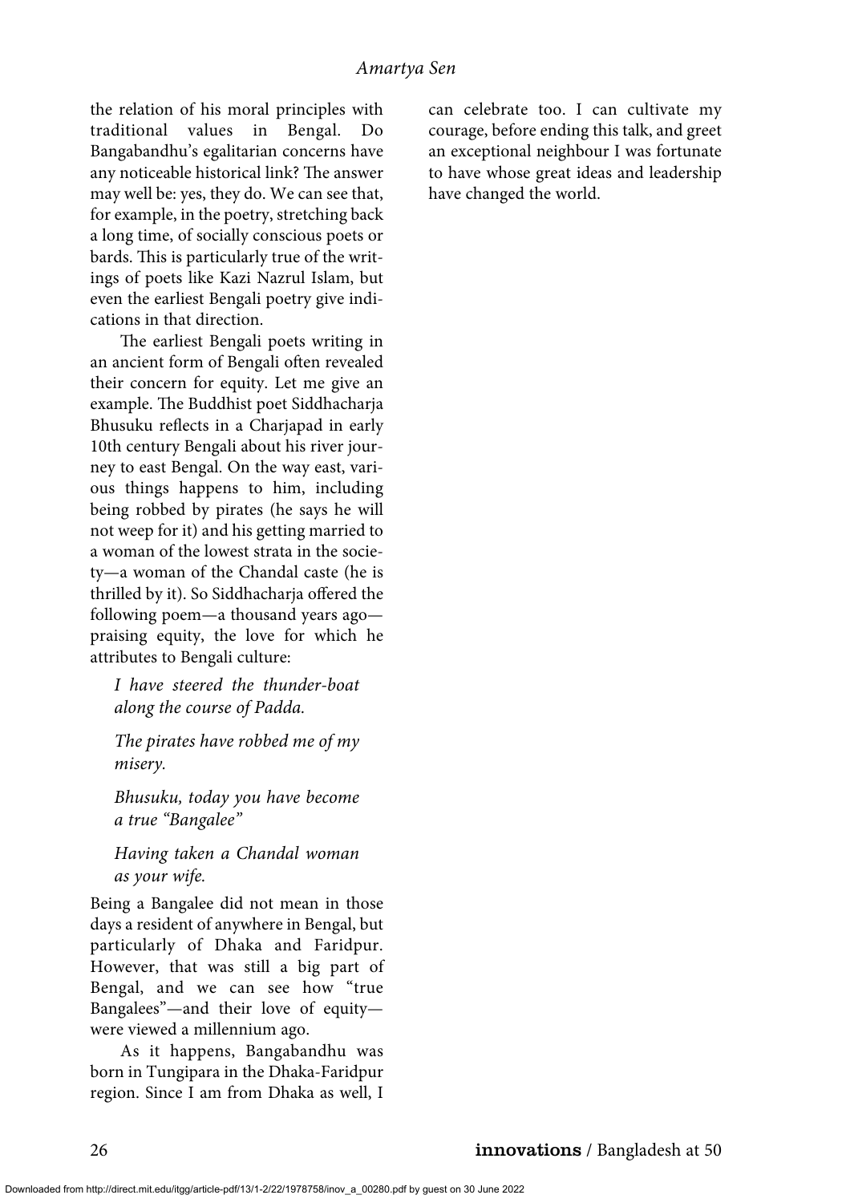the relation of his moral principles with traditional values in Bengal. Do Bangabandhu's egalitarian concerns have any noticeable historical link? The answer may well be: yes, they do. We can see that, for example, in the poetry, stretching back a long time, of socially conscious poets or bards. This is particularly true of the writings of poets like Kazi Nazrul Islam, but even the earliest Bengali poetry give indications in that direction.

The earliest Bengali poets writing in an ancient form of Bengali often revealed their concern for equity. Let me give an example. The Buddhist poet Siddhacharja Bhusuku reflects in a Charjapad in early 10th century Bengali about his river journey to east Bengal. On the way east, various things happens to him, including being robbed by pirates (he says he will not weep for it) and his getting married to a woman of the lowest strata in the society—a woman of the Chandal caste (he is thrilled by it). So Siddhacharja offered the following poem—a thousand years ago—praising equity, the love for which he attributes to Bengali culture:

> *I have steered the thunder-boat along the course of Padda.*
>
> *The pirates have robbed me of my misery.*
>
> *Bhusuku, today you have become a true "Bangalee"*
>
> *Having taken a Chandal woman as your wife.*

Being a Bangalee did not mean in those days a resident of anywhere in Bengal, but particularly of Dhaka and Faridpur. However, that was still a big part of Bengal, and we can see how "true Bangalees"—and their love of equity—were viewed a millennium ago.

As it happens, Bangabandhu was born in Tungipara in the Dhaka-Faridpur region. Since I am from Dhaka as well, I can celebrate too. I can cultivate my courage, before ending this talk, and greet an exceptional neighbour I was fortunate to have whose great ideas and leadership have changed the world.